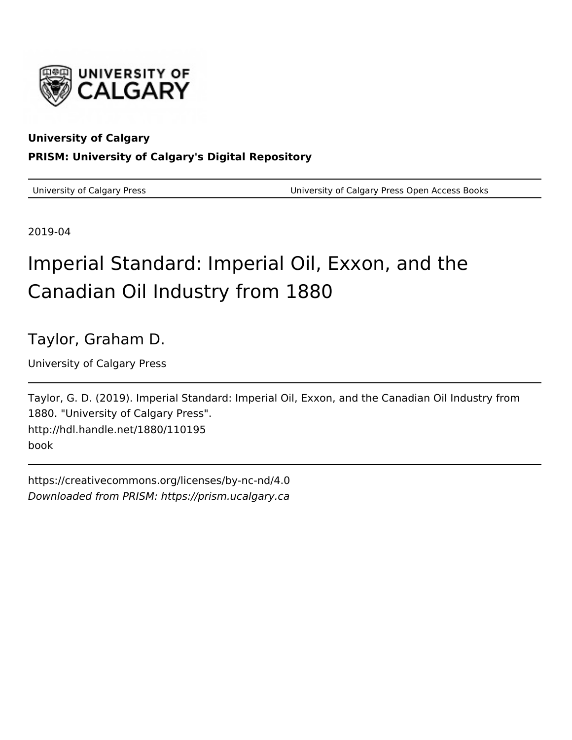**University of Calgary**

**PRISM: University of Calgary's Digital Repository**

University of Calgary Press | University of Calgary Press Open Access Books

2019-04

# Imperial Standard: Imperial Oil, Exxon, and the Canadian Oil Industry from 1880

Taylor, Graham D.

University of Calgary Press

Taylor, G. D. (2019). Imperial Standard: Imperial Oil, Exxon, and the Canadian Oil Industry from 1880. "University of Calgary Press".
http://hdl.handle.net/1880/110195
book

https://creativecommons.org/licenses/by-nc-nd/4.0
*Downloaded from PRISM: https://prism.ucalgary.ca*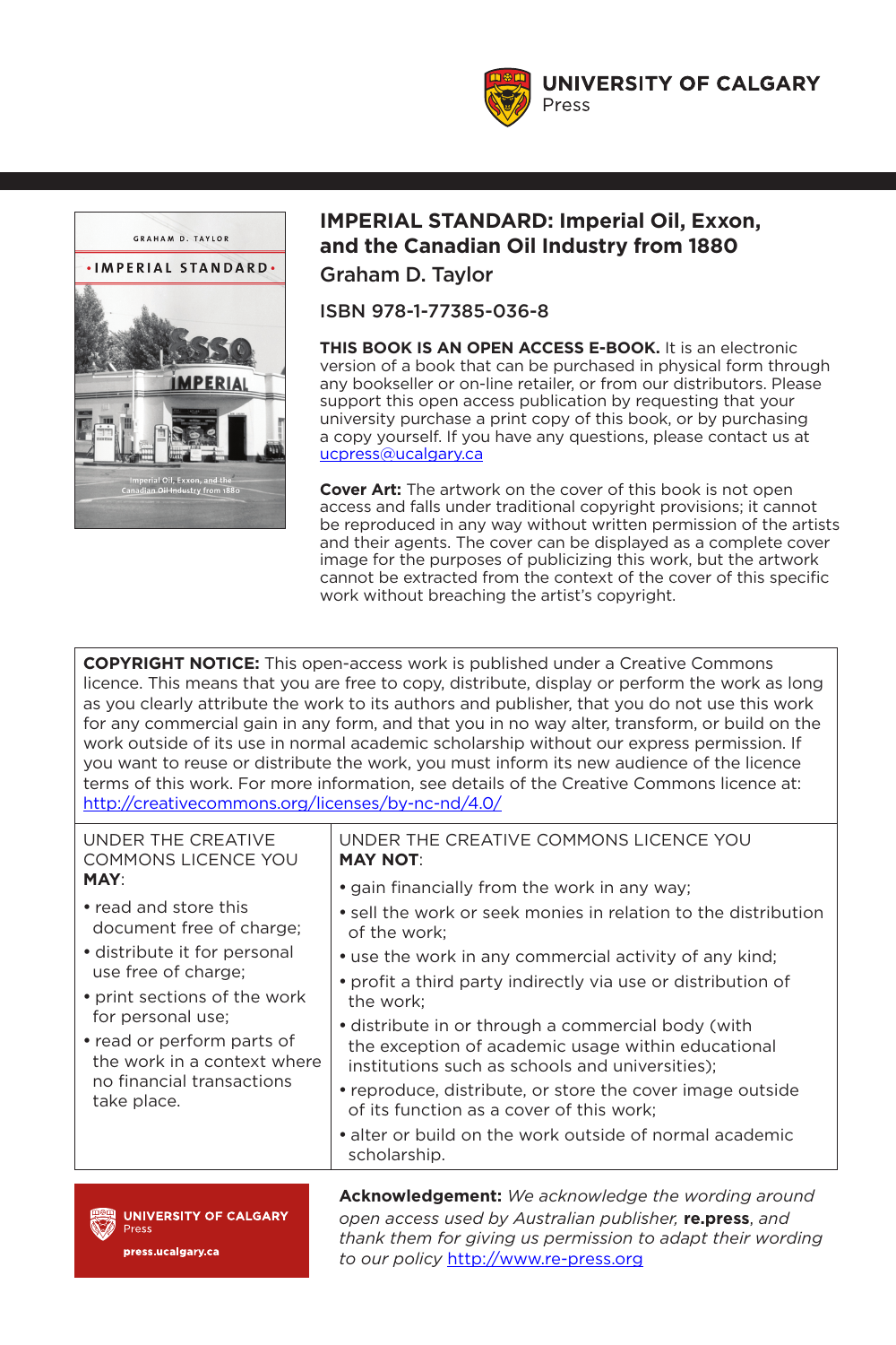**UNIVERSITY OF CALGARY**
Press

# IMPERIAL STANDARD: Imperial Oil, Exxon, and the Canadian Oil Industry from 1880

## Graham D. Taylor

ISBN 978-1-77385-036-8

**THIS BOOK IS AN OPEN ACCESS E-BOOK.** It is an electronic version of a book that can be purchased in physical form through any bookseller or on-line retailer, or from our distributors. Please support this open access publication by requesting that your university purchase a print copy of this book, or by purchasing a copy yourself. If you have any questions, please contact us at ucpress@ucalgary.ca

**Cover Art:** The artwork on the cover of this book is not open access and falls under traditional copyright provisions; it cannot be reproduced in any way without written permission of the artists and their agents. The cover can be displayed as a complete cover image for the purposes of publicizing this work, but the artwork cannot be extracted from the context of the cover of this specific work without breaching the artist's copyright.

**COPYRIGHT NOTICE:** This open-access work is published under a Creative Commons licence. This means that you are free to copy, distribute, display or perform the work as long as you clearly attribute the work to its authors and publisher, that you do not use this work for any commercial gain in any form, and that you in no way alter, transform, or build on the work outside of its use in normal academic scholarship without our express permission. If you want to reuse or distribute the work, you must inform its new audience of the licence terms of this work. For more information, see details of the Creative Commons licence at: http://creativecommons.org/licenses/by-nc-nd/4.0/

UNDER THE CREATIVE COMMONS LICENCE YOU **MAY**:

- read and store this document free of charge;
- distribute it for personal use free of charge;
- print sections of the work for personal use;
- read or perform parts of the work in a context where no financial transactions take place.

UNDER THE CREATIVE COMMONS LICENCE YOU **MAY NOT**:

- gain financially from the work in any way;
- sell the work or seek monies in relation to the distribution of the work;
- use the work in any commercial activity of any kind;
- profit a third party indirectly via use or distribution of the work;
- distribute in or through a commercial body (with the exception of academic usage within educational institutions such as schools and universities);
- reproduce, distribute, or store the cover image outside of its function as a cover of this work;
- alter or build on the work outside of normal academic scholarship.

**UNIVERSITY OF CALGARY**
Press
**press.ucalgary.ca**

**Acknowledgement:** *We acknowledge the wording around open access used by Australian publisher,* **re.press**, *and thank them for giving us permission to adapt their wording to our policy* http://www.re-press.org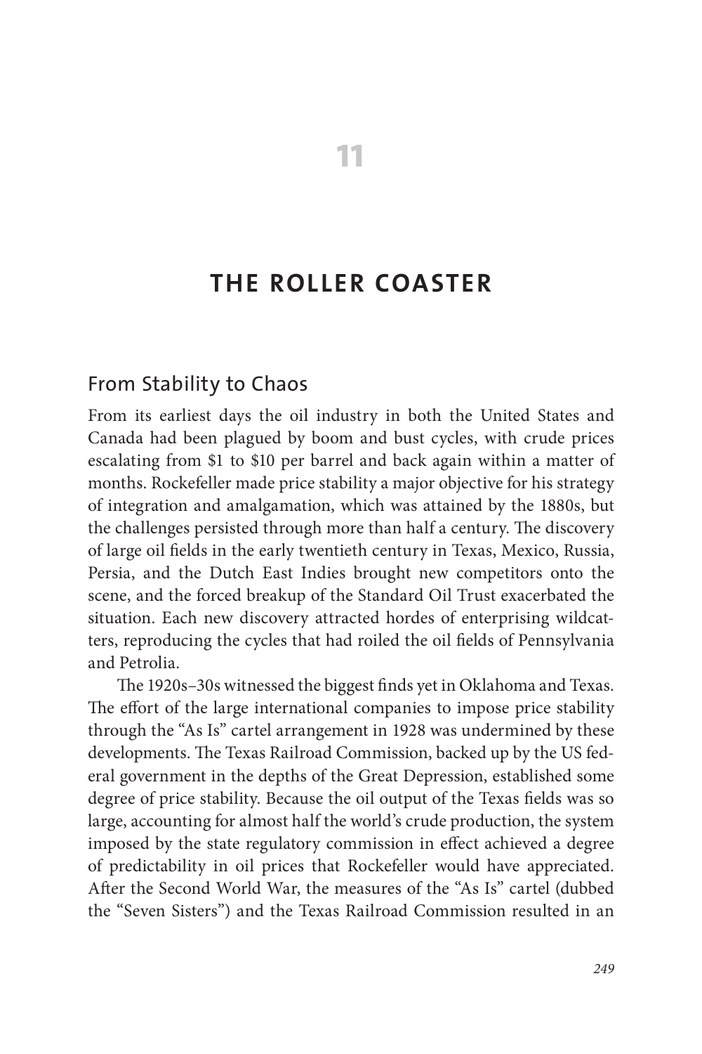# 11

# THE ROLLER COASTER

## From Stability to Chaos

From its earliest days the oil industry in both the United States and Canada had been plagued by boom and bust cycles, with crude prices escalating from $1 to $10 per barrel and back again within a matter of months. Rockefeller made price stability a major objective for his strategy of integration and amalgamation, which was attained by the 1880s, but the challenges persisted through more than half a century. The discovery of large oil fields in the early twentieth century in Texas, Mexico, Russia, Persia, and the Dutch East Indies brought new competitors onto the scene, and the forced breakup of the Standard Oil Trust exacerbated the situation. Each new discovery attracted hordes of enterprising wildcatters, reproducing the cycles that had roiled the oil fields of Pennsylvania and Petrolia.

The 1920s–30s witnessed the biggest finds yet in Oklahoma and Texas. The effort of the large international companies to impose price stability through the "As Is" cartel arrangement in 1928 was undermined by these developments. The Texas Railroad Commission, backed up by the US federal government in the depths of the Great Depression, established some degree of price stability. Because the oil output of the Texas fields was so large, accounting for almost half the world's crude production, the system imposed by the state regulatory commission in effect achieved a degree of predictability in oil prices that Rockefeller would have appreciated. After the Second World War, the measures of the "As Is" cartel (dubbed the "Seven Sisters") and the Texas Railroad Commission resulted in an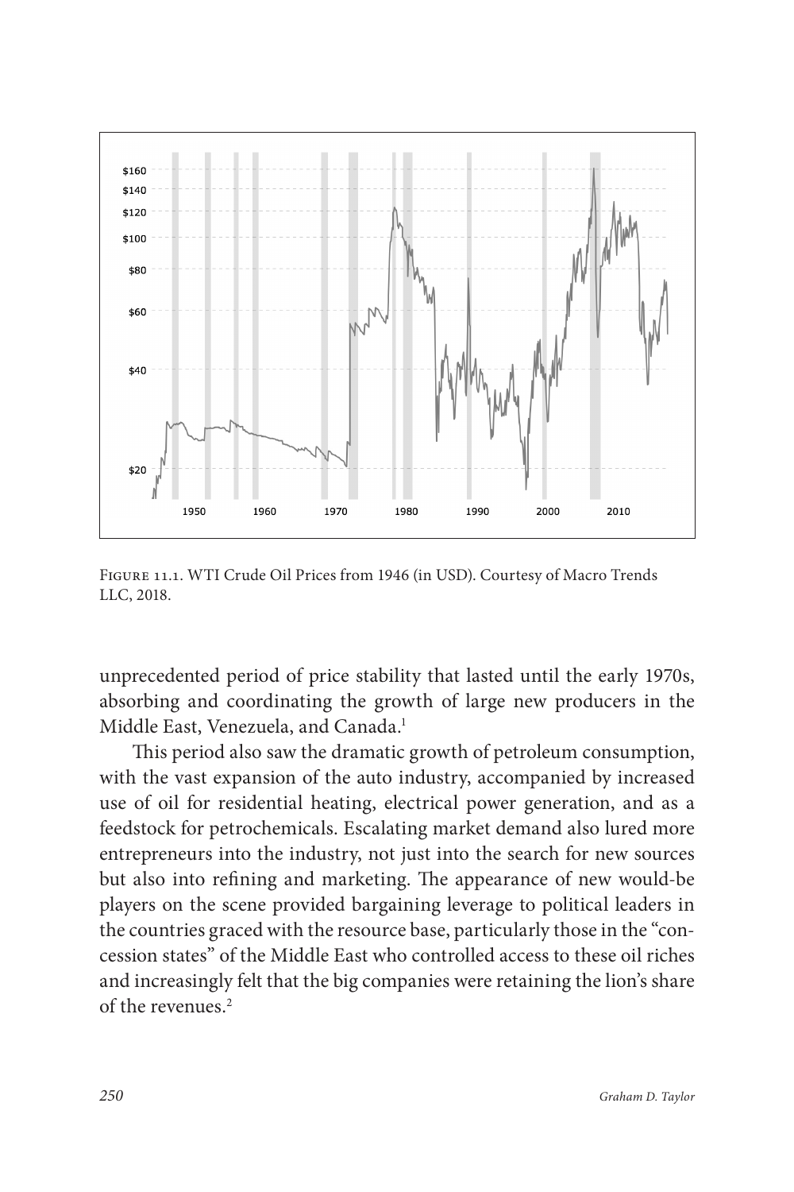FIGURE 11.1. WTI Crude Oil Prices from 1946 (in USD). Courtesy of Macro Trends LLC, 2018.

unprecedented period of price stability that lasted until the early 1970s, absorbing and coordinating the growth of large new producers in the Middle East, Venezuela, and Canada.[1]

This period also saw the dramatic growth of petroleum consumption, with the vast expansion of the auto industry, accompanied by increased use of oil for residential heating, electrical power generation, and as a feedstock for petrochemicals. Escalating market demand also lured more entrepreneurs into the industry, not just into the search for new sources but also into refining and marketing. The appearance of new would-be players on the scene provided bargaining leverage to political leaders in the countries graced with the resource base, particularly those in the "concession states" of the Middle East who controlled access to these oil riches and increasingly felt that the big companies were retaining the lion's share of the revenues.[2]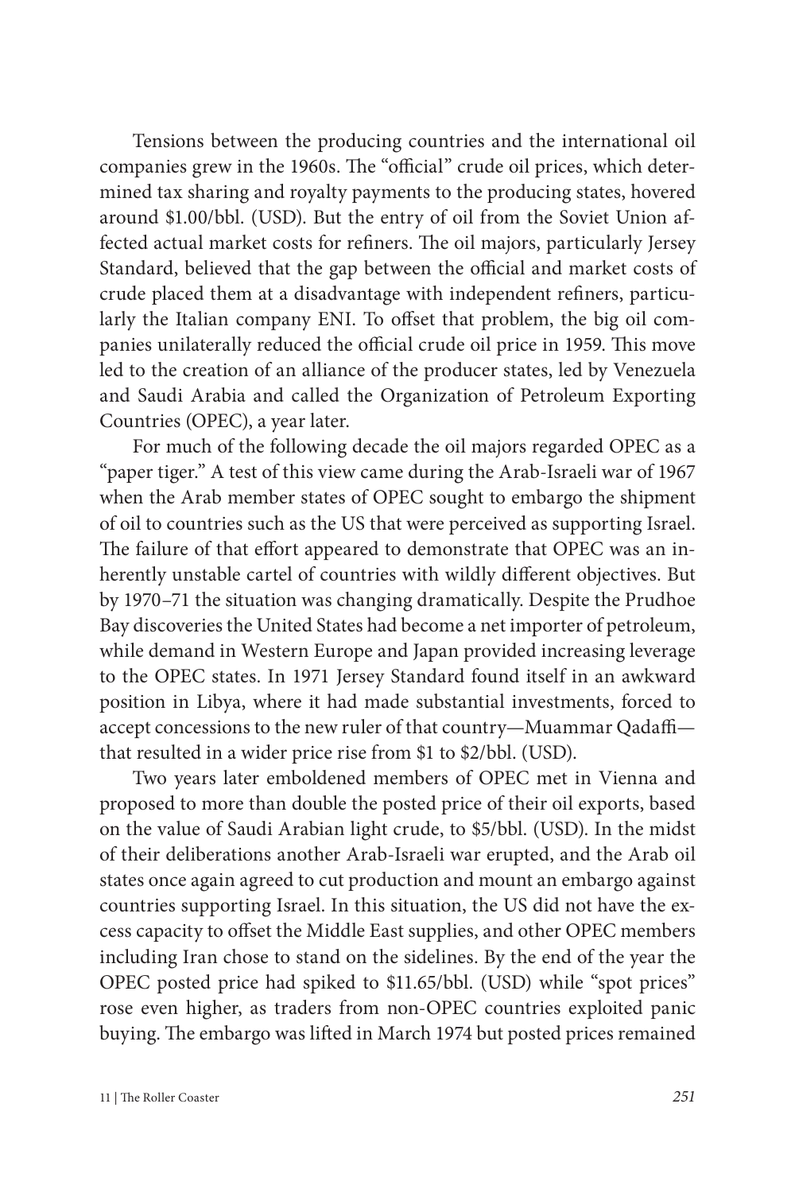Tensions between the producing countries and the international oil companies grew in the 1960s. The "official" crude oil prices, which determined tax sharing and royalty payments to the producing states, hovered around $1.00/bbl. (USD). But the entry of oil from the Soviet Union affected actual market costs for refiners. The oil majors, particularly Jersey Standard, believed that the gap between the official and market costs of crude placed them at a disadvantage with independent refiners, particularly the Italian company ENI. To offset that problem, the big oil companies unilaterally reduced the official crude oil price in 1959. This move led to the creation of an alliance of the producer states, led by Venezuela and Saudi Arabia and called the Organization of Petroleum Exporting Countries (OPEC), a year later.

For much of the following decade the oil majors regarded OPEC as a "paper tiger." A test of this view came during the Arab-Israeli war of 1967 when the Arab member states of OPEC sought to embargo the shipment of oil to countries such as the US that were perceived as supporting Israel. The failure of that effort appeared to demonstrate that OPEC was an inherently unstable cartel of countries with wildly different objectives. But by 1970–71 the situation was changing dramatically. Despite the Prudhoe Bay discoveries the United States had become a net importer of petroleum, while demand in Western Europe and Japan provided increasing leverage to the OPEC states. In 1971 Jersey Standard found itself in an awkward position in Libya, where it had made substantial investments, forced to accept concessions to the new ruler of that country—Muammar Qadaffi—that resulted in a wider price rise from $1 to $2/bbl. (USD).

Two years later emboldened members of OPEC met in Vienna and proposed to more than double the posted price of their oil exports, based on the value of Saudi Arabian light crude, to $5/bbl. (USD). In the midst of their deliberations another Arab-Israeli war erupted, and the Arab oil states once again agreed to cut production and mount an embargo against countries supporting Israel. In this situation, the US did not have the excess capacity to offset the Middle East supplies, and other OPEC members including Iran chose to stand on the sidelines. By the end of the year the OPEC posted price had spiked to $11.65/bbl. (USD) while "spot prices" rose even higher, as traders from non-OPEC countries exploited panic buying. The embargo was lifted in March 1974 but posted prices remained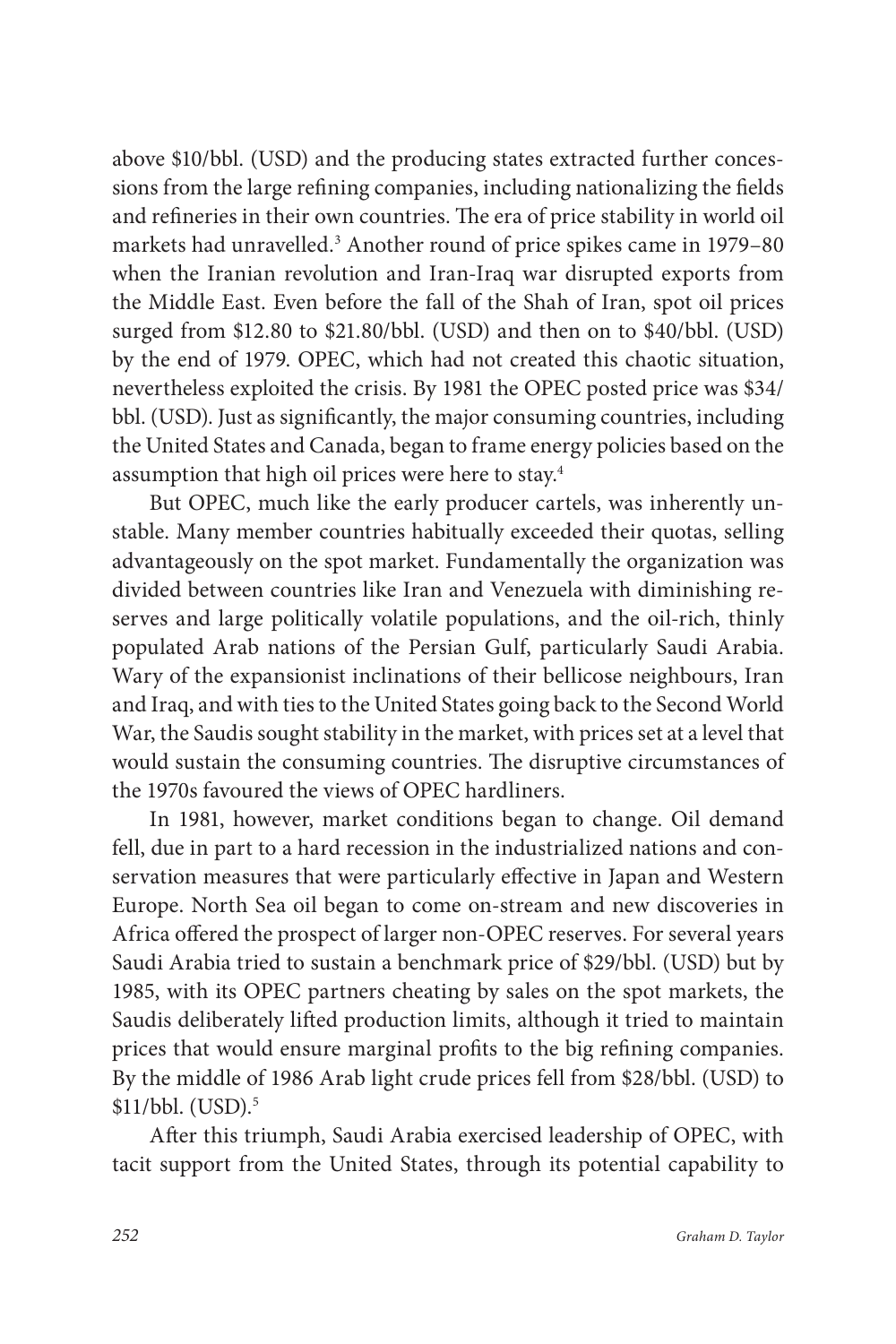above $10/bbl. (USD) and the producing states extracted further concessions from the large refining companies, including nationalizing the fields and refineries in their own countries. The era of price stability in world oil markets had unravelled.[3] Another round of price spikes came in 1979–80 when the Iranian revolution and Iran-Iraq war disrupted exports from the Middle East. Even before the fall of the Shah of Iran, spot oil prices surged from $12.80 to $21.80/bbl. (USD) and then on to $40/bbl. (USD) by the end of 1979. OPEC, which had not created this chaotic situation, nevertheless exploited the crisis. By 1981 the OPEC posted price was $34/bbl. (USD). Just as significantly, the major consuming countries, including the United States and Canada, began to frame energy policies based on the assumption that high oil prices were here to stay.[4]

But OPEC, much like the early producer cartels, was inherently unstable. Many member countries habitually exceeded their quotas, selling advantageously on the spot market. Fundamentally the organization was divided between countries like Iran and Venezuela with diminishing reserves and large politically volatile populations, and the oil-rich, thinly populated Arab nations of the Persian Gulf, particularly Saudi Arabia. Wary of the expansionist inclinations of their bellicose neighbours, Iran and Iraq, and with ties to the United States going back to the Second World War, the Saudis sought stability in the market, with prices set at a level that would sustain the consuming countries. The disruptive circumstances of the 1970s favoured the views of OPEC hardliners.

In 1981, however, market conditions began to change. Oil demand fell, due in part to a hard recession in the industrialized nations and conservation measures that were particularly effective in Japan and Western Europe. North Sea oil began to come on-stream and new discoveries in Africa offered the prospect of larger non-OPEC reserves. For several years Saudi Arabia tried to sustain a benchmark price of $29/bbl. (USD) but by 1985, with its OPEC partners cheating by sales on the spot markets, the Saudis deliberately lifted production limits, although it tried to maintain prices that would ensure marginal profits to the big refining companies. By the middle of 1986 Arab light crude prices fell from $28/bbl. (USD) to $11/bbl. (USD).[5]

After this triumph, Saudi Arabia exercised leadership of OPEC, with tacit support from the United States, through its potential capability to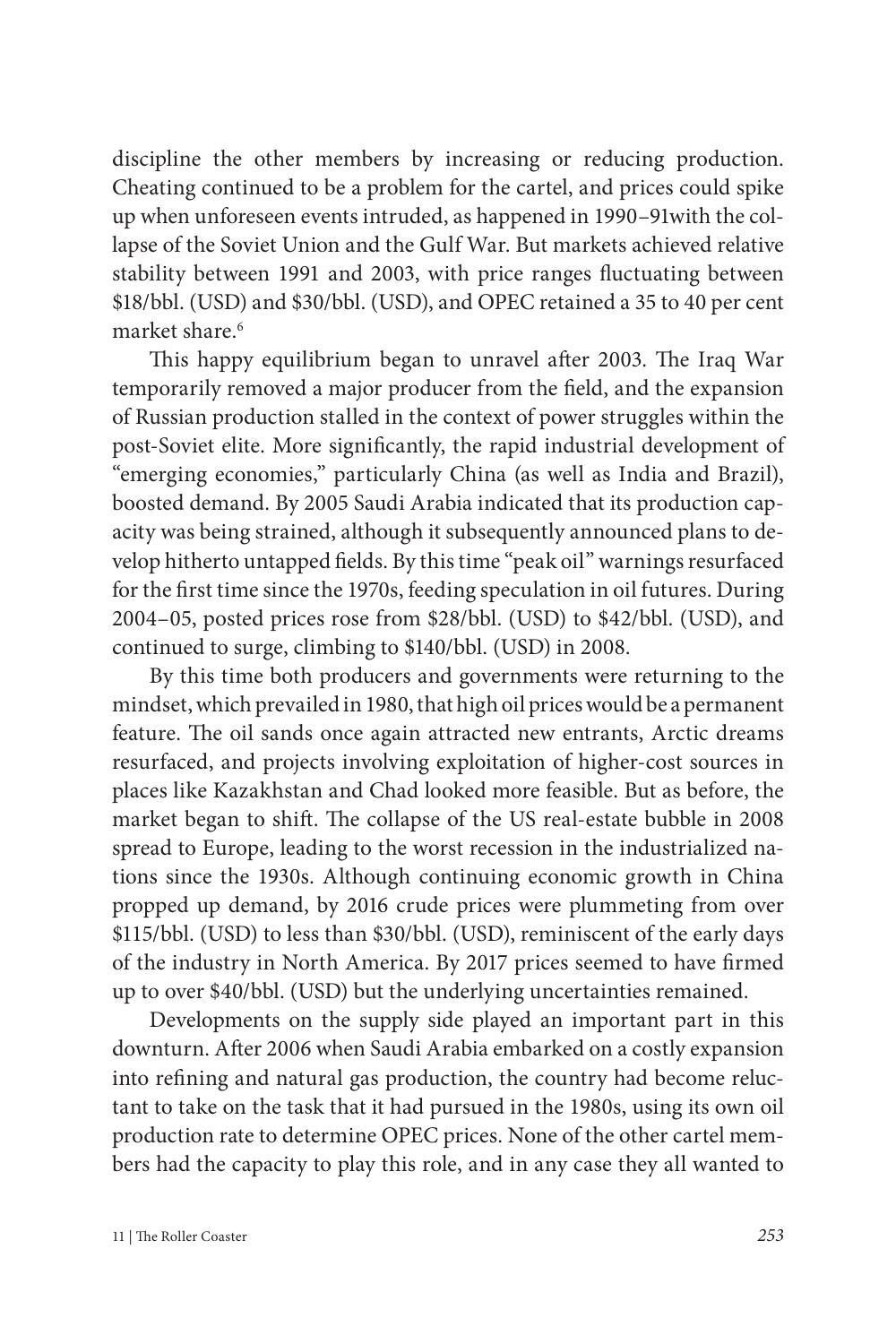discipline the other members by increasing or reducing production. Cheating continued to be a problem for the cartel, and prices could spike up when unforeseen events intruded, as happened in 1990–91with the collapse of the Soviet Union and the Gulf War. But markets achieved relative stability between 1991 and 2003, with price ranges fluctuating between $18/bbl. (USD) and $30/bbl. (USD), and OPEC retained a 35 to 40 per cent market share.[6]

This happy equilibrium began to unravel after 2003. The Iraq War temporarily removed a major producer from the field, and the expansion of Russian production stalled in the context of power struggles within the post-Soviet elite. More significantly, the rapid industrial development of "emerging economies," particularly China (as well as India and Brazil), boosted demand. By 2005 Saudi Arabia indicated that its production capacity was being strained, although it subsequently announced plans to develop hitherto untapped fields. By this time "peak oil" warnings resurfaced for the first time since the 1970s, feeding speculation in oil futures. During 2004–05, posted prices rose from $28/bbl. (USD) to $42/bbl. (USD), and continued to surge, climbing to $140/bbl. (USD) in 2008.

By this time both producers and governments were returning to the mindset, which prevailed in 1980, that high oil prices would be a permanent feature. The oil sands once again attracted new entrants, Arctic dreams resurfaced, and projects involving exploitation of higher-cost sources in places like Kazakhstan and Chad looked more feasible. But as before, the market began to shift. The collapse of the US real-estate bubble in 2008 spread to Europe, leading to the worst recession in the industrialized nations since the 1930s. Although continuing economic growth in China propped up demand, by 2016 crude prices were plummeting from over $115/bbl. (USD) to less than $30/bbl. (USD), reminiscent of the early days of the industry in North America. By 2017 prices seemed to have firmed up to over $40/bbl. (USD) but the underlying uncertainties remained.

Developments on the supply side played an important part in this downturn. After 2006 when Saudi Arabia embarked on a costly expansion into refining and natural gas production, the country had become reluctant to take on the task that it had pursued in the 1980s, using its own oil production rate to determine OPEC prices. None of the other cartel members had the capacity to play this role, and in any case they all wanted to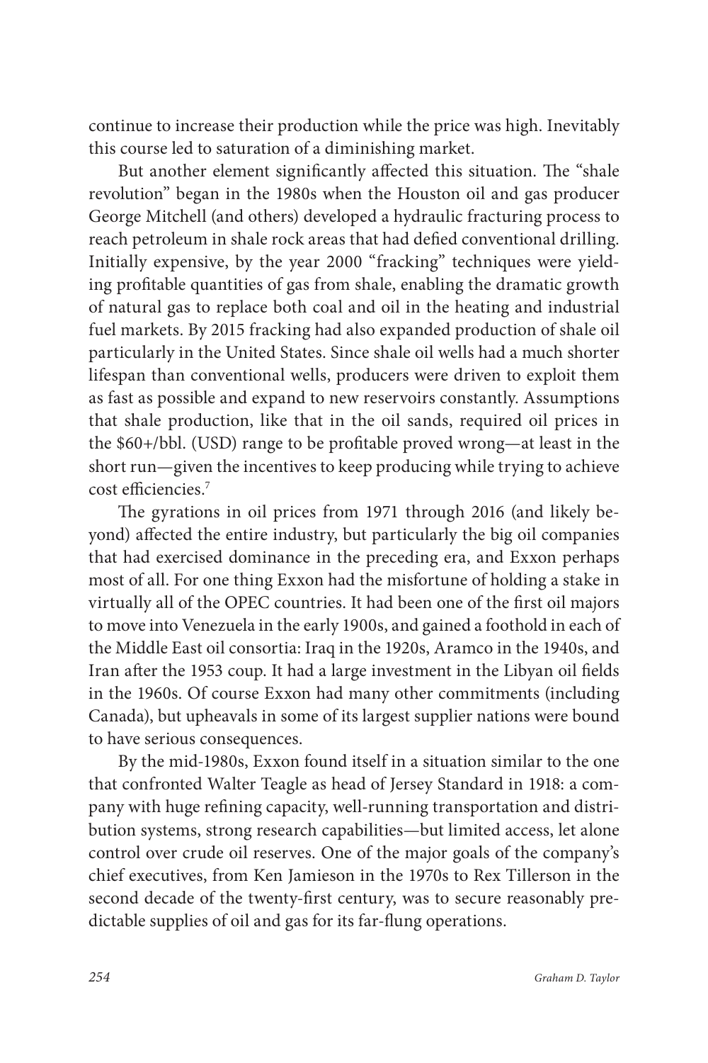continue to increase their production while the price was high. Inevitably this course led to saturation of a diminishing market.

But another element significantly affected this situation. The "shale revolution" began in the 1980s when the Houston oil and gas producer George Mitchell (and others) developed a hydraulic fracturing process to reach petroleum in shale rock areas that had defied conventional drilling. Initially expensive, by the year 2000 "fracking" techniques were yielding profitable quantities of gas from shale, enabling the dramatic growth of natural gas to replace both coal and oil in the heating and industrial fuel markets. By 2015 fracking had also expanded production of shale oil particularly in the United States. Since shale oil wells had a much shorter lifespan than conventional wells, producers were driven to exploit them as fast as possible and expand to new reservoirs constantly. Assumptions that shale production, like that in the oil sands, required oil prices in the $60+/bbl. (USD) range to be profitable proved wrong—at least in the short run—given the incentives to keep producing while trying to achieve cost efficiencies.[7]

The gyrations in oil prices from 1971 through 2016 (and likely beyond) affected the entire industry, but particularly the big oil companies that had exercised dominance in the preceding era, and Exxon perhaps most of all. For one thing Exxon had the misfortune of holding a stake in virtually all of the OPEC countries. It had been one of the first oil majors to move into Venezuela in the early 1900s, and gained a foothold in each of the Middle East oil consortia: Iraq in the 1920s, Aramco in the 1940s, and Iran after the 1953 coup. It had a large investment in the Libyan oil fields in the 1960s. Of course Exxon had many other commitments (including Canada), but upheavals in some of its largest supplier nations were bound to have serious consequences.

By the mid-1980s, Exxon found itself in a situation similar to the one that confronted Walter Teagle as head of Jersey Standard in 1918: a company with huge refining capacity, well-running transportation and distribution systems, strong research capabilities—but limited access, let alone control over crude oil reserves. One of the major goals of the company's chief executives, from Ken Jamieson in the 1970s to Rex Tillerson in the second decade of the twenty-first century, was to secure reasonably predictable supplies of oil and gas for its far-flung operations.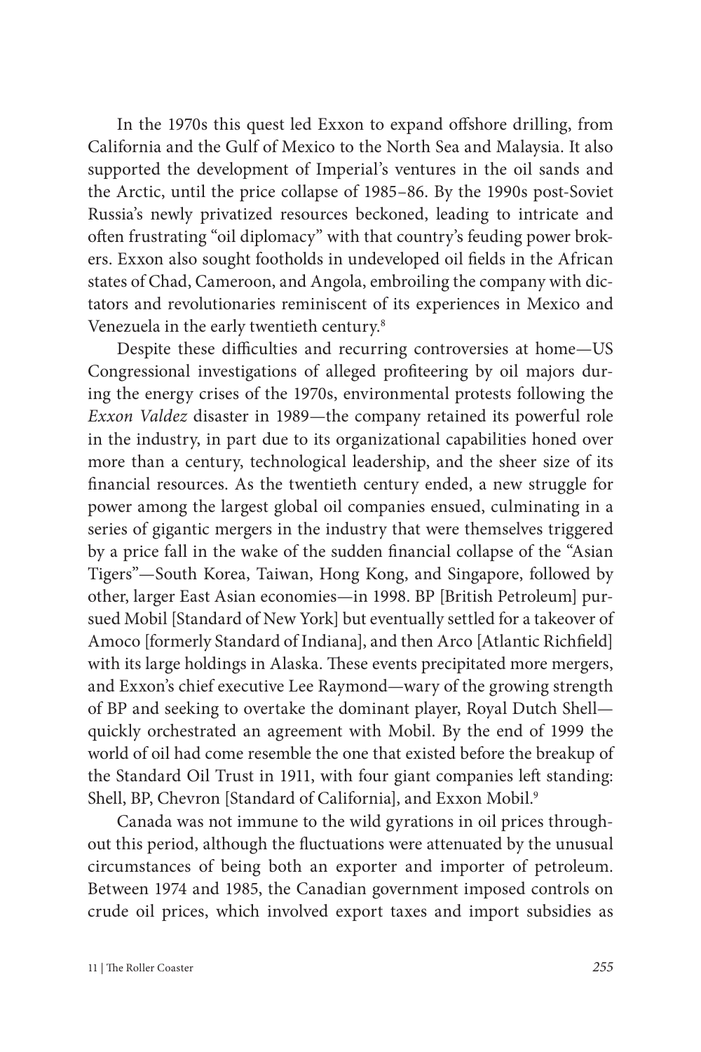In the 1970s this quest led Exxon to expand offshore drilling, from California and the Gulf of Mexico to the North Sea and Malaysia. It also supported the development of Imperial's ventures in the oil sands and the Arctic, until the price collapse of 1985–86. By the 1990s post-Soviet Russia's newly privatized resources beckoned, leading to intricate and often frustrating "oil diplomacy" with that country's feuding power brokers. Exxon also sought footholds in undeveloped oil fields in the African states of Chad, Cameroon, and Angola, embroiling the company with dictators and revolutionaries reminiscent of its experiences in Mexico and Venezuela in the early twentieth century.[8]

Despite these difficulties and recurring controversies at home—US Congressional investigations of alleged profiteering by oil majors during the energy crises of the 1970s, environmental protests following the *Exxon Valdez* disaster in 1989—the company retained its powerful role in the industry, in part due to its organizational capabilities honed over more than a century, technological leadership, and the sheer size of its financial resources. As the twentieth century ended, a new struggle for power among the largest global oil companies ensued, culminating in a series of gigantic mergers in the industry that were themselves triggered by a price fall in the wake of the sudden financial collapse of the "Asian Tigers"—South Korea, Taiwan, Hong Kong, and Singapore, followed by other, larger East Asian economies—in 1998. BP [British Petroleum] pursued Mobil [Standard of New York] but eventually settled for a takeover of Amoco [formerly Standard of Indiana], and then Arco [Atlantic Richfield] with its large holdings in Alaska. These events precipitated more mergers, and Exxon's chief executive Lee Raymond—wary of the growing strength of BP and seeking to overtake the dominant player, Royal Dutch Shell—quickly orchestrated an agreement with Mobil. By the end of 1999 the world of oil had come resemble the one that existed before the breakup of the Standard Oil Trust in 1911, with four giant companies left standing: Shell, BP, Chevron [Standard of California], and Exxon Mobil.[9]

Canada was not immune to the wild gyrations in oil prices throughout this period, although the fluctuations were attenuated by the unusual circumstances of being both an exporter and importer of petroleum. Between 1974 and 1985, the Canadian government imposed controls on crude oil prices, which involved export taxes and import subsidies as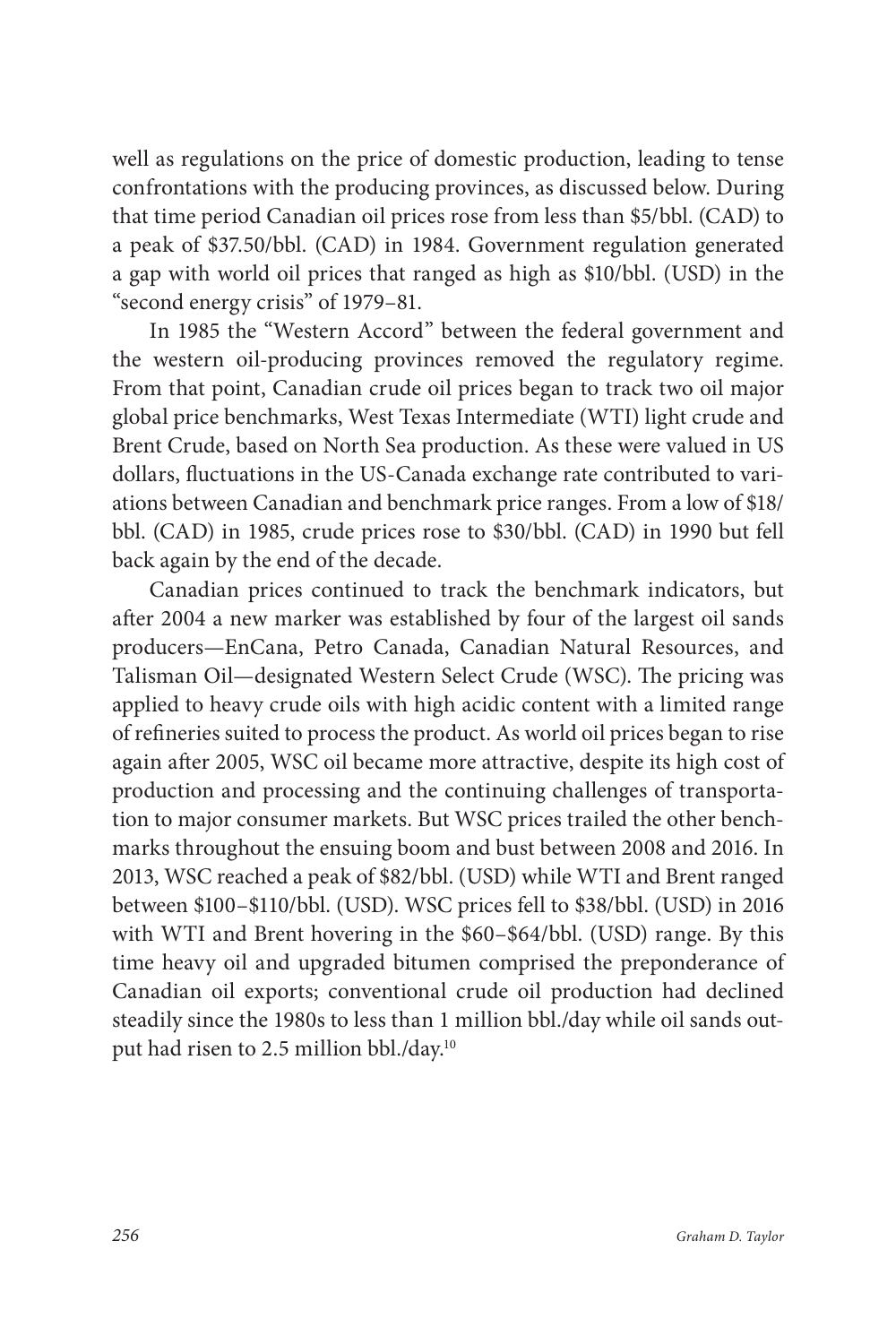well as regulations on the price of domestic production, leading to tense confrontations with the producing provinces, as discussed below. During that time period Canadian oil prices rose from less than $5/bbl. (CAD) to a peak of $37.50/bbl. (CAD) in 1984. Government regulation generated a gap with world oil prices that ranged as high as $10/bbl. (USD) in the "second energy crisis" of 1979–81.

In 1985 the "Western Accord" between the federal government and the western oil-producing provinces removed the regulatory regime. From that point, Canadian crude oil prices began to track two oil major global price benchmarks, West Texas Intermediate (WTI) light crude and Brent Crude, based on North Sea production. As these were valued in US dollars, fluctuations in the US-Canada exchange rate contributed to variations between Canadian and benchmark price ranges. From a low of $18/bbl. (CAD) in 1985, crude prices rose to $30/bbl. (CAD) in 1990 but fell back again by the end of the decade.

Canadian prices continued to track the benchmark indicators, but after 2004 a new marker was established by four of the largest oil sands producers—EnCana, Petro Canada, Canadian Natural Resources, and Talisman Oil—designated Western Select Crude (WSC). The pricing was applied to heavy crude oils with high acidic content with a limited range of refineries suited to process the product. As world oil prices began to rise again after 2005, WSC oil became more attractive, despite its high cost of production and processing and the continuing challenges of transportation to major consumer markets. But WSC prices trailed the other benchmarks throughout the ensuing boom and bust between 2008 and 2016. In 2013, WSC reached a peak of $82/bbl. (USD) while WTI and Brent ranged between $100–$110/bbl. (USD). WSC prices fell to $38/bbl. (USD) in 2016 with WTI and Brent hovering in the $60–$64/bbl. (USD) range. By this time heavy oil and upgraded bitumen comprised the preponderance of Canadian oil exports; conventional crude oil production had declined steadily since the 1980s to less than 1 million bbl./day while oil sands output had risen to 2.5 million bbl./day.[10]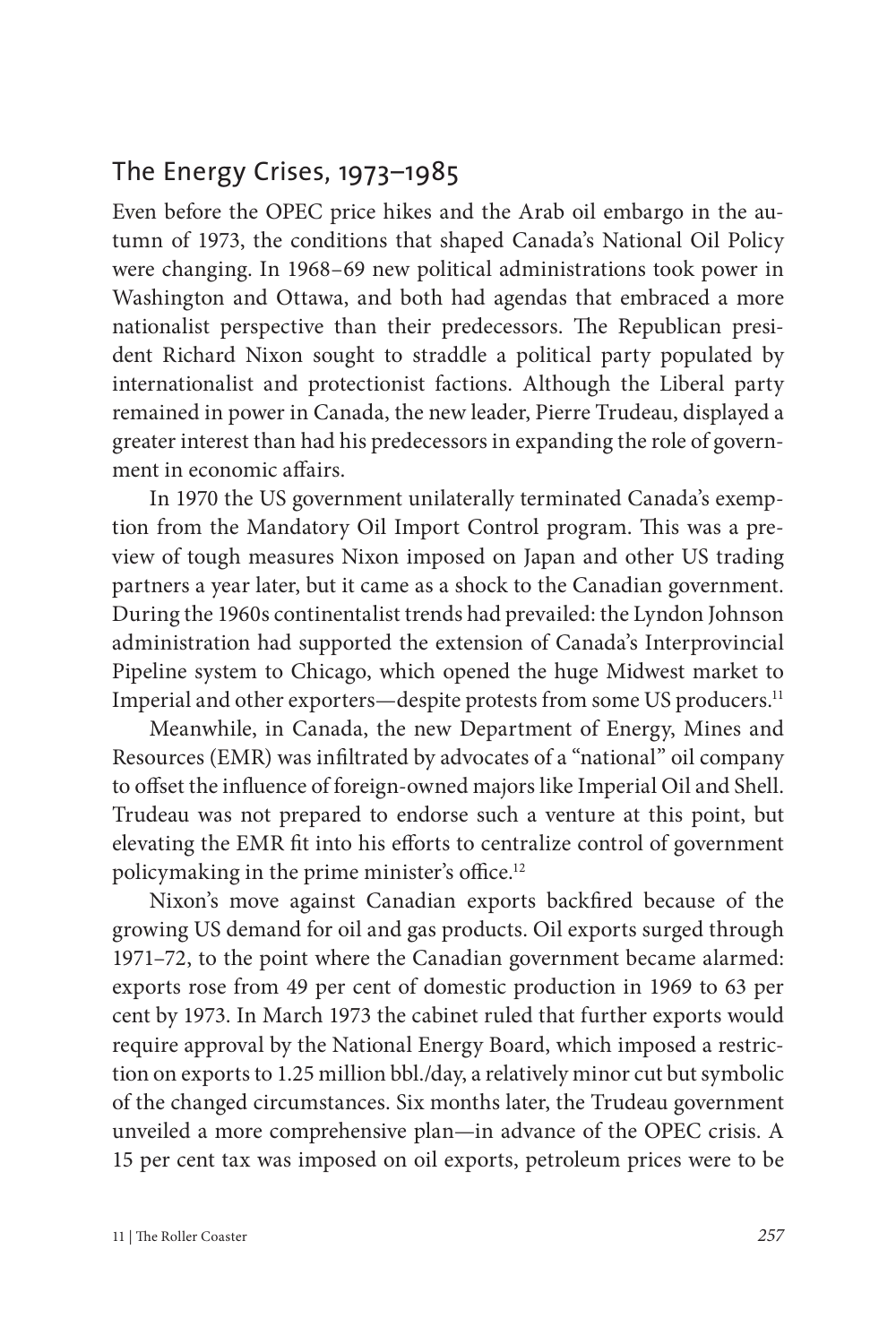## The Energy Crises, 1973–1985

Even before the OPEC price hikes and the Arab oil embargo in the autumn of 1973, the conditions that shaped Canada's National Oil Policy were changing. In 1968–69 new political administrations took power in Washington and Ottawa, and both had agendas that embraced a more nationalist perspective than their predecessors. The Republican president Richard Nixon sought to straddle a political party populated by internationalist and protectionist factions. Although the Liberal party remained in power in Canada, the new leader, Pierre Trudeau, displayed a greater interest than had his predecessors in expanding the role of government in economic affairs.

In 1970 the US government unilaterally terminated Canada's exemption from the Mandatory Oil Import Control program. This was a preview of tough measures Nixon imposed on Japan and other US trading partners a year later, but it came as a shock to the Canadian government. During the 1960s continentalist trends had prevailed: the Lyndon Johnson administration had supported the extension of Canada's Interprovincial Pipeline system to Chicago, which opened the huge Midwest market to Imperial and other exporters—despite protests from some US producers.[11]

Meanwhile, in Canada, the new Department of Energy, Mines and Resources (EMR) was infiltrated by advocates of a "national" oil company to offset the influence of foreign-owned majors like Imperial Oil and Shell. Trudeau was not prepared to endorse such a venture at this point, but elevating the EMR fit into his efforts to centralize control of government policymaking in the prime minister's office.[12]

Nixon's move against Canadian exports backfired because of the growing US demand for oil and gas products. Oil exports surged through 1971–72, to the point where the Canadian government became alarmed: exports rose from 49 per cent of domestic production in 1969 to 63 per cent by 1973. In March 1973 the cabinet ruled that further exports would require approval by the National Energy Board, which imposed a restriction on exports to 1.25 million bbl./day, a relatively minor cut but symbolic of the changed circumstances. Six months later, the Trudeau government unveiled a more comprehensive plan—in advance of the OPEC crisis. A 15 per cent tax was imposed on oil exports, petroleum prices were to be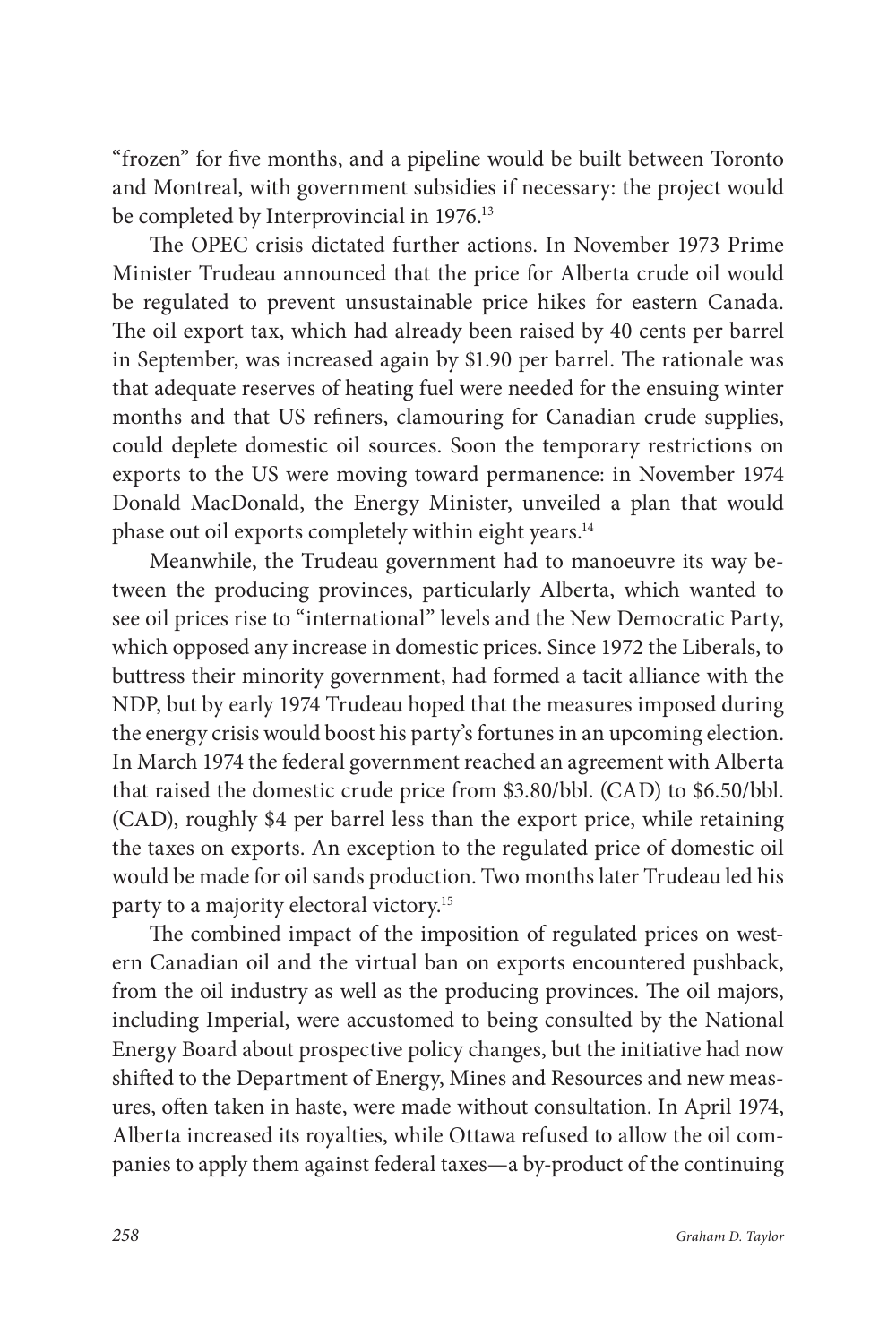"frozen" for five months, and a pipeline would be built between Toronto and Montreal, with government subsidies if necessary: the project would be completed by Interprovincial in 1976.[13]

The OPEC crisis dictated further actions. In November 1973 Prime Minister Trudeau announced that the price for Alberta crude oil would be regulated to prevent unsustainable price hikes for eastern Canada. The oil export tax, which had already been raised by 40 cents per barrel in September, was increased again by $1.90 per barrel. The rationale was that adequate reserves of heating fuel were needed for the ensuing winter months and that US refiners, clamouring for Canadian crude supplies, could deplete domestic oil sources. Soon the temporary restrictions on exports to the US were moving toward permanence: in November 1974 Donald MacDonald, the Energy Minister, unveiled a plan that would phase out oil exports completely within eight years.[14]

Meanwhile, the Trudeau government had to manoeuvre its way between the producing provinces, particularly Alberta, which wanted to see oil prices rise to "international" levels and the New Democratic Party, which opposed any increase in domestic prices. Since 1972 the Liberals, to buttress their minority government, had formed a tacit alliance with the NDP, but by early 1974 Trudeau hoped that the measures imposed during the energy crisis would boost his party's fortunes in an upcoming election. In March 1974 the federal government reached an agreement with Alberta that raised the domestic crude price from $3.80/bbl. (CAD) to $6.50/bbl. (CAD), roughly $4 per barrel less than the export price, while retaining the taxes on exports. An exception to the regulated price of domestic oil would be made for oil sands production. Two months later Trudeau led his party to a majority electoral victory.[15]

The combined impact of the imposition of regulated prices on western Canadian oil and the virtual ban on exports encountered pushback, from the oil industry as well as the producing provinces. The oil majors, including Imperial, were accustomed to being consulted by the National Energy Board about prospective policy changes, but the initiative had now shifted to the Department of Energy, Mines and Resources and new measures, often taken in haste, were made without consultation. In April 1974, Alberta increased its royalties, while Ottawa refused to allow the oil companies to apply them against federal taxes—a by-product of the continuing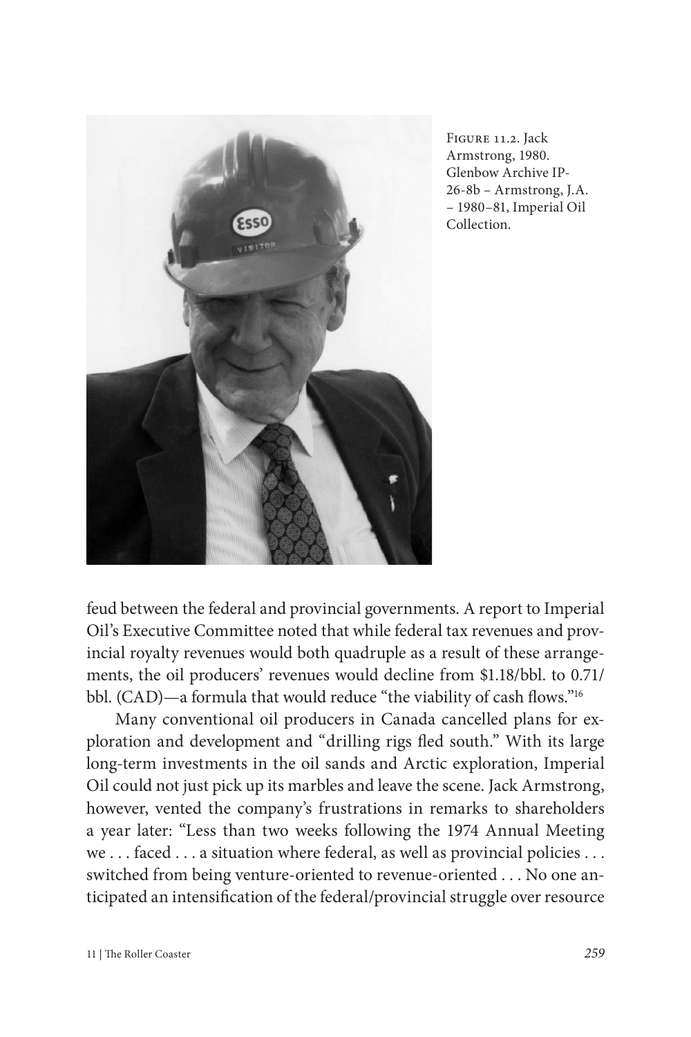Figure 11.2. Jack Armstrong, 1980. Glenbow Archive IP-26-8b – Armstrong, J.A. – 1980–81, Imperial Oil Collection.

feud between the federal and provincial governments. A report to Imperial Oil's Executive Committee noted that while federal tax revenues and provincial royalty revenues would both quadruple as a result of these arrangements, the oil producers' revenues would decline from $1.18/bbl. to 0.71/bbl. (CAD)—a formula that would reduce "the viability of cash flows."[16]

Many conventional oil producers in Canada cancelled plans for exploration and development and "drilling rigs fled south." With its large long-term investments in the oil sands and Arctic exploration, Imperial Oil could not just pick up its marbles and leave the scene. Jack Armstrong, however, vented the company's frustrations in remarks to shareholders a year later: "Less than two weeks following the 1974 Annual Meeting we . . . faced . . . a situation where federal, as well as provincial policies . . . switched from being venture-oriented to revenue-oriented . . . No one anticipated an intensification of the federal/provincial struggle over resource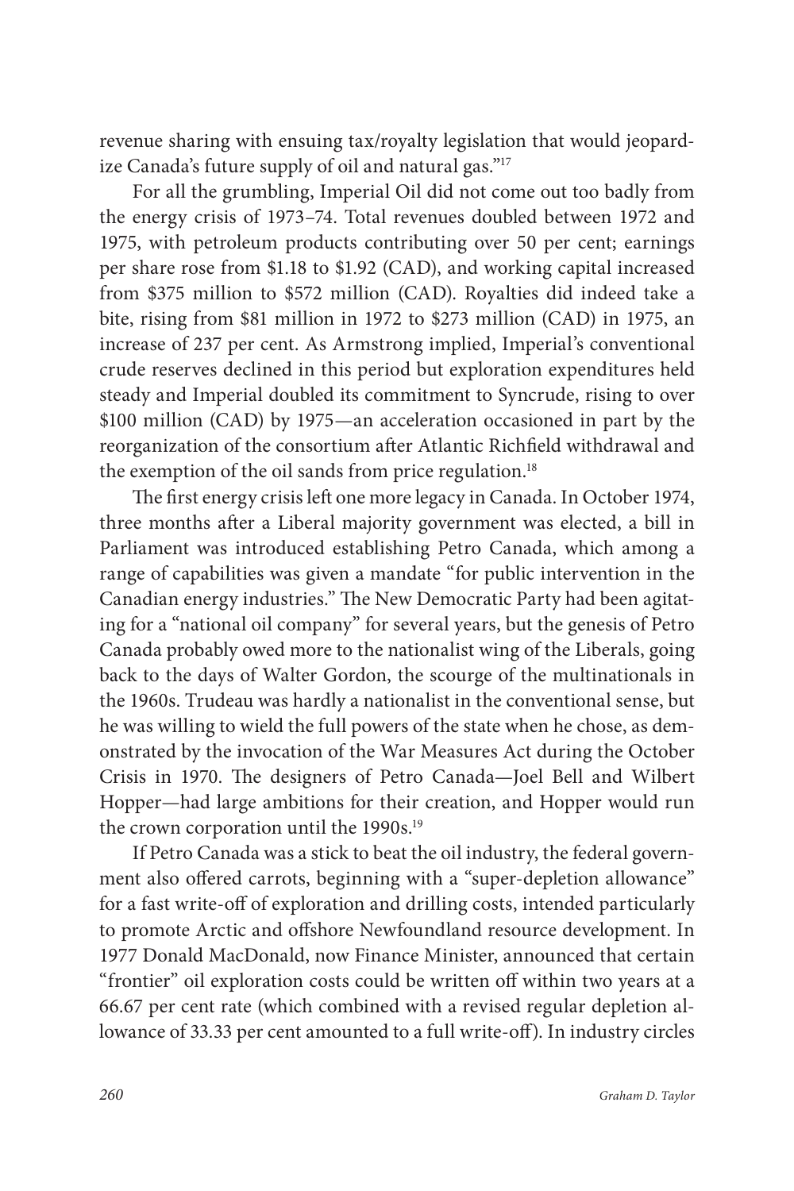revenue sharing with ensuing tax/royalty legislation that would jeopardize Canada's future supply of oil and natural gas."[17]

For all the grumbling, Imperial Oil did not come out too badly from the energy crisis of 1973–74. Total revenues doubled between 1972 and 1975, with petroleum products contributing over 50 per cent; earnings per share rose from $1.18 to $1.92 (CAD), and working capital increased from $375 million to $572 million (CAD). Royalties did indeed take a bite, rising from $81 million in 1972 to $273 million (CAD) in 1975, an increase of 237 per cent. As Armstrong implied, Imperial's conventional crude reserves declined in this period but exploration expenditures held steady and Imperial doubled its commitment to Syncrude, rising to over $100 million (CAD) by 1975—an acceleration occasioned in part by the reorganization of the consortium after Atlantic Richfield withdrawal and the exemption of the oil sands from price regulation.[18]

The first energy crisis left one more legacy in Canada. In October 1974, three months after a Liberal majority government was elected, a bill in Parliament was introduced establishing Petro Canada, which among a range of capabilities was given a mandate "for public intervention in the Canadian energy industries." The New Democratic Party had been agitating for a "national oil company" for several years, but the genesis of Petro Canada probably owed more to the nationalist wing of the Liberals, going back to the days of Walter Gordon, the scourge of the multinationals in the 1960s. Trudeau was hardly a nationalist in the conventional sense, but he was willing to wield the full powers of the state when he chose, as demonstrated by the invocation of the War Measures Act during the October Crisis in 1970. The designers of Petro Canada—Joel Bell and Wilbert Hopper—had large ambitions for their creation, and Hopper would run the crown corporation until the 1990s.[19]

If Petro Canada was a stick to beat the oil industry, the federal government also offered carrots, beginning with a "super-depletion allowance" for a fast write-off of exploration and drilling costs, intended particularly to promote Arctic and offshore Newfoundland resource development. In 1977 Donald MacDonald, now Finance Minister, announced that certain "frontier" oil exploration costs could be written off within two years at a 66.67 per cent rate (which combined with a revised regular depletion allowance of 33.33 per cent amounted to a full write-off). In industry circles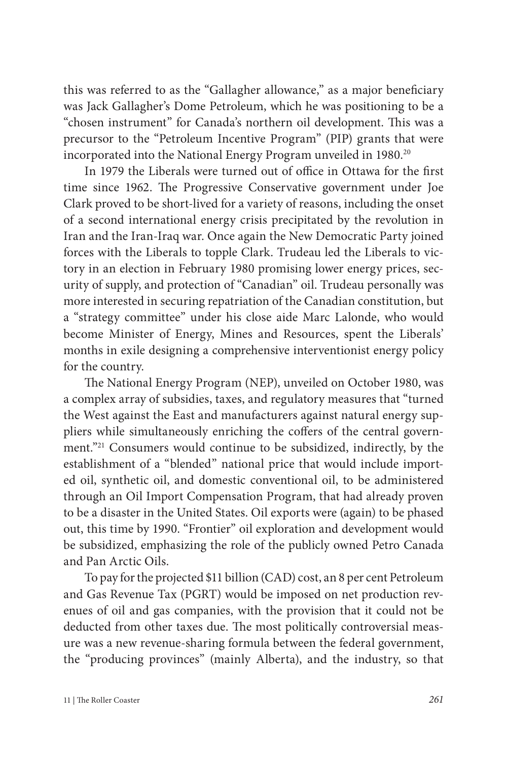this was referred to as the "Gallagher allowance," as a major beneficiary was Jack Gallagher's Dome Petroleum, which he was positioning to be a "chosen instrument" for Canada's northern oil development. This was a precursor to the "Petroleum Incentive Program" (PIP) grants that were incorporated into the National Energy Program unveiled in 1980.[20]

In 1979 the Liberals were turned out of office in Ottawa for the first time since 1962. The Progressive Conservative government under Joe Clark proved to be short-lived for a variety of reasons, including the onset of a second international energy crisis precipitated by the revolution in Iran and the Iran-Iraq war. Once again the New Democratic Party joined forces with the Liberals to topple Clark. Trudeau led the Liberals to victory in an election in February 1980 promising lower energy prices, security of supply, and protection of "Canadian" oil. Trudeau personally was more interested in securing repatriation of the Canadian constitution, but a "strategy committee" under his close aide Marc Lalonde, who would become Minister of Energy, Mines and Resources, spent the Liberals' months in exile designing a comprehensive interventionist energy policy for the country.

The National Energy Program (NEP), unveiled on October 1980, was a complex array of subsidies, taxes, and regulatory measures that "turned the West against the East and manufacturers against natural energy suppliers while simultaneously enriching the coffers of the central government."[21] Consumers would continue to be subsidized, indirectly, by the establishment of a "blended" national price that would include imported oil, synthetic oil, and domestic conventional oil, to be administered through an Oil Import Compensation Program, that had already proven to be a disaster in the United States. Oil exports were (again) to be phased out, this time by 1990. "Frontier" oil exploration and development would be subsidized, emphasizing the role of the publicly owned Petro Canada and Pan Arctic Oils.

To pay for the projected $11 billion (CAD) cost, an 8 per cent Petroleum and Gas Revenue Tax (PGRT) would be imposed on net production revenues of oil and gas companies, with the provision that it could not be deducted from other taxes due. The most politically controversial measure was a new revenue-sharing formula between the federal government, the "producing provinces" (mainly Alberta), and the industry, so that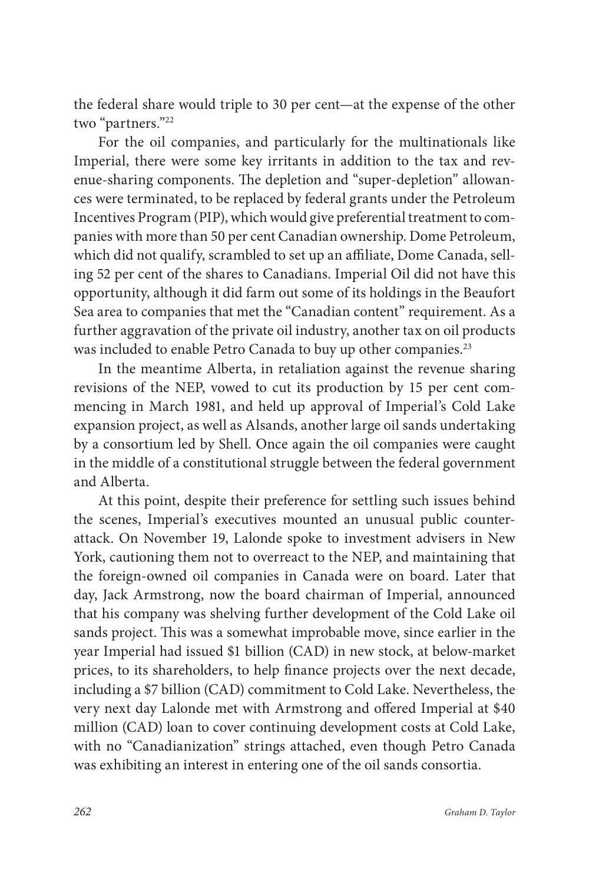the federal share would triple to 30 per cent—at the expense of the other two "partners."[22]

For the oil companies, and particularly for the multinationals like Imperial, there were some key irritants in addition to the tax and revenue-sharing components. The depletion and "super-depletion" allowances were terminated, to be replaced by federal grants under the Petroleum Incentives Program (PIP), which would give preferential treatment to companies with more than 50 per cent Canadian ownership. Dome Petroleum, which did not qualify, scrambled to set up an affiliate, Dome Canada, selling 52 per cent of the shares to Canadians. Imperial Oil did not have this opportunity, although it did farm out some of its holdings in the Beaufort Sea area to companies that met the "Canadian content" requirement. As a further aggravation of the private oil industry, another tax on oil products was included to enable Petro Canada to buy up other companies.[23]

In the meantime Alberta, in retaliation against the revenue sharing revisions of the NEP, vowed to cut its production by 15 per cent commencing in March 1981, and held up approval of Imperial's Cold Lake expansion project, as well as Alsands, another large oil sands undertaking by a consortium led by Shell. Once again the oil companies were caught in the middle of a constitutional struggle between the federal government and Alberta.

At this point, despite their preference for settling such issues behind the scenes, Imperial's executives mounted an unusual public counterattack. On November 19, Lalonde spoke to investment advisers in New York, cautioning them not to overreact to the NEP, and maintaining that the foreign-owned oil companies in Canada were on board. Later that day, Jack Armstrong, now the board chairman of Imperial, announced that his company was shelving further development of the Cold Lake oil sands project. This was a somewhat improbable move, since earlier in the year Imperial had issued $1 billion (CAD) in new stock, at below-market prices, to its shareholders, to help finance projects over the next decade, including a $7 billion (CAD) commitment to Cold Lake. Nevertheless, the very next day Lalonde met with Armstrong and offered Imperial at $40 million (CAD) loan to cover continuing development costs at Cold Lake, with no "Canadianization" strings attached, even though Petro Canada was exhibiting an interest in entering one of the oil sands consortia.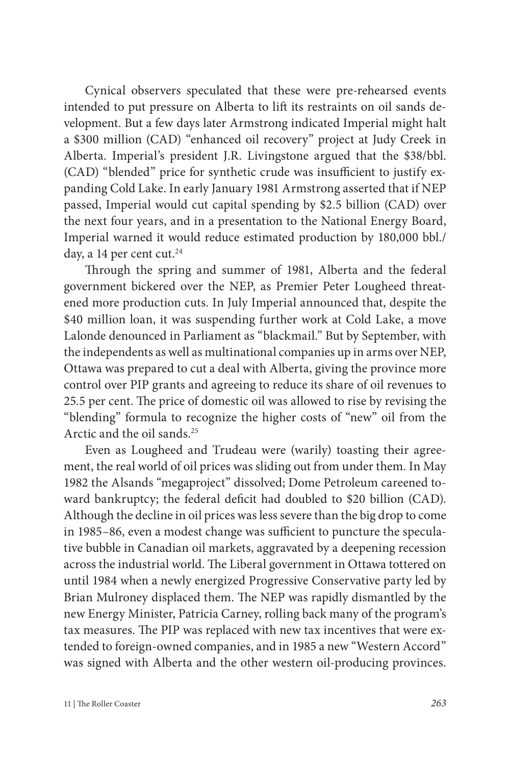Cynical observers speculated that these were pre-rehearsed events intended to put pressure on Alberta to lift its restraints on oil sands development. But a few days later Armstrong indicated Imperial might halt a $300 million (CAD) "enhanced oil recovery" project at Judy Creek in Alberta. Imperial's president J.R. Livingstone argued that the $38/bbl. (CAD) "blended" price for synthetic crude was insufficient to justify expanding Cold Lake. In early January 1981 Armstrong asserted that if NEP passed, Imperial would cut capital spending by $2.5 billion (CAD) over the next four years, and in a presentation to the National Energy Board, Imperial warned it would reduce estimated production by 180,000 bbl./day, a 14 per cent cut.[24]

Through the spring and summer of 1981, Alberta and the federal government bickered over the NEP, as Premier Peter Lougheed threatened more production cuts. In July Imperial announced that, despite the $40 million loan, it was suspending further work at Cold Lake, a move Lalonde denounced in Parliament as "blackmail." But by September, with the independents as well as multinational companies up in arms over NEP, Ottawa was prepared to cut a deal with Alberta, giving the province more control over PIP grants and agreeing to reduce its share of oil revenues to 25.5 per cent. The price of domestic oil was allowed to rise by revising the "blending" formula to recognize the higher costs of "new" oil from the Arctic and the oil sands.[25]

Even as Lougheed and Trudeau were (warily) toasting their agreement, the real world of oil prices was sliding out from under them. In May 1982 the Alsands "megaproject" dissolved; Dome Petroleum careened toward bankruptcy; the federal deficit had doubled to $20 billion (CAD). Although the decline in oil prices was less severe than the big drop to come in 1985–86, even a modest change was sufficient to puncture the speculative bubble in Canadian oil markets, aggravated by a deepening recession across the industrial world. The Liberal government in Ottawa tottered on until 1984 when a newly energized Progressive Conservative party led by Brian Mulroney displaced them. The NEP was rapidly dismantled by the new Energy Minister, Patricia Carney, rolling back many of the program's tax measures. The PIP was replaced with new tax incentives that were extended to foreign-owned companies, and in 1985 a new "Western Accord" was signed with Alberta and the other western oil-producing provinces.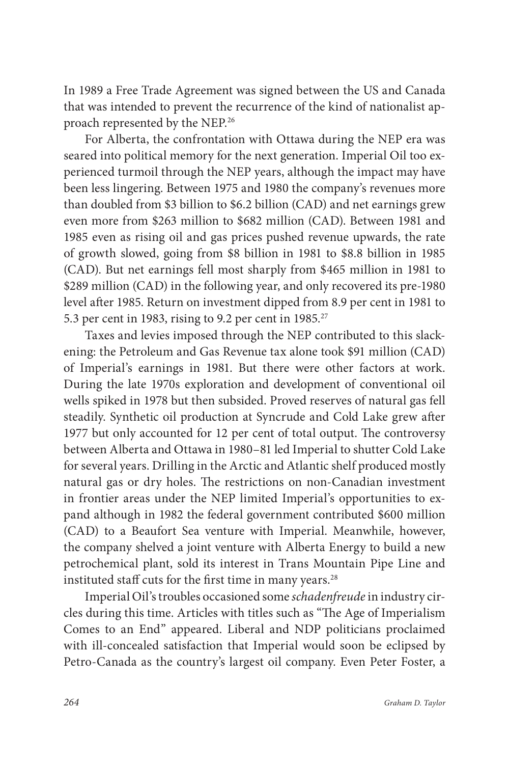In 1989 a Free Trade Agreement was signed between the US and Canada that was intended to prevent the recurrence of the kind of nationalist approach represented by the NEP.[26]

For Alberta, the confrontation with Ottawa during the NEP era was seared into political memory for the next generation. Imperial Oil too experienced turmoil through the NEP years, although the impact may have been less lingering. Between 1975 and 1980 the company's revenues more than doubled from $3 billion to $6.2 billion (CAD) and net earnings grew even more from $263 million to $682 million (CAD). Between 1981 and 1985 even as rising oil and gas prices pushed revenue upwards, the rate of growth slowed, going from $8 billion in 1981 to $8.8 billion in 1985 (CAD). But net earnings fell most sharply from $465 million in 1981 to $289 million (CAD) in the following year, and only recovered its pre-1980 level after 1985. Return on investment dipped from 8.9 per cent in 1981 to 5.3 per cent in 1983, rising to 9.2 per cent in 1985.[27]

Taxes and levies imposed through the NEP contributed to this slackening: the Petroleum and Gas Revenue tax alone took $91 million (CAD) of Imperial's earnings in 1981. But there were other factors at work. During the late 1970s exploration and development of conventional oil wells spiked in 1978 but then subsided. Proved reserves of natural gas fell steadily. Synthetic oil production at Syncrude and Cold Lake grew after 1977 but only accounted for 12 per cent of total output. The controversy between Alberta and Ottawa in 1980–81 led Imperial to shutter Cold Lake for several years. Drilling in the Arctic and Atlantic shelf produced mostly natural gas or dry holes. The restrictions on non-Canadian investment in frontier areas under the NEP limited Imperial's opportunities to expand although in 1982 the federal government contributed $600 million (CAD) to a Beaufort Sea venture with Imperial. Meanwhile, however, the company shelved a joint venture with Alberta Energy to build a new petrochemical plant, sold its interest in Trans Mountain Pipe Line and instituted staff cuts for the first time in many years.[28]

Imperial Oil's troubles occasioned some *schadenfreude* in industry circles during this time. Articles with titles such as "The Age of Imperialism Comes to an End" appeared. Liberal and NDP politicians proclaimed with ill-concealed satisfaction that Imperial would soon be eclipsed by Petro-Canada as the country's largest oil company. Even Peter Foster, a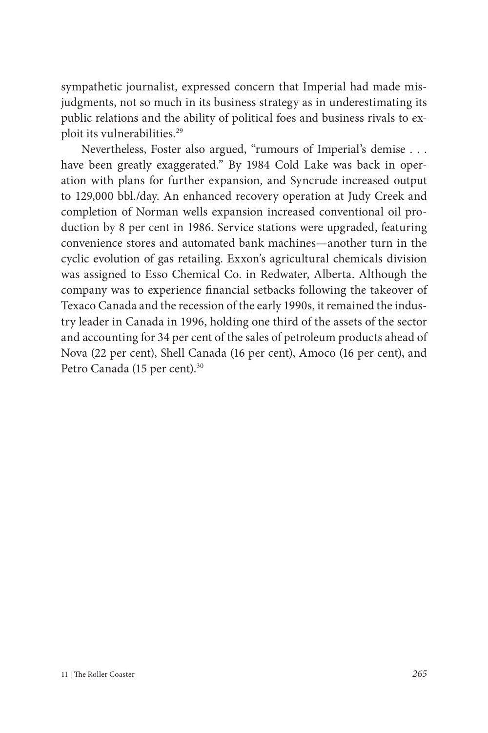sympathetic journalist, expressed concern that Imperial had made misjudgments, not so much in its business strategy as in underestimating its public relations and the ability of political foes and business rivals to exploit its vulnerabilities.[29]

Nevertheless, Foster also argued, "rumours of Imperial's demise . . . have been greatly exaggerated." By 1984 Cold Lake was back in operation with plans for further expansion, and Syncrude increased output to 129,000 bbl./day. An enhanced recovery operation at Judy Creek and completion of Norman wells expansion increased conventional oil production by 8 per cent in 1986. Service stations were upgraded, featuring convenience stores and automated bank machines—another turn in the cyclic evolution of gas retailing. Exxon's agricultural chemicals division was assigned to Esso Chemical Co. in Redwater, Alberta. Although the company was to experience financial setbacks following the takeover of Texaco Canada and the recession of the early 1990s, it remained the industry leader in Canada in 1996, holding one third of the assets of the sector and accounting for 34 per cent of the sales of petroleum products ahead of Nova (22 per cent), Shell Canada (16 per cent), Amoco (16 per cent), and Petro Canada (15 per cent).[30]